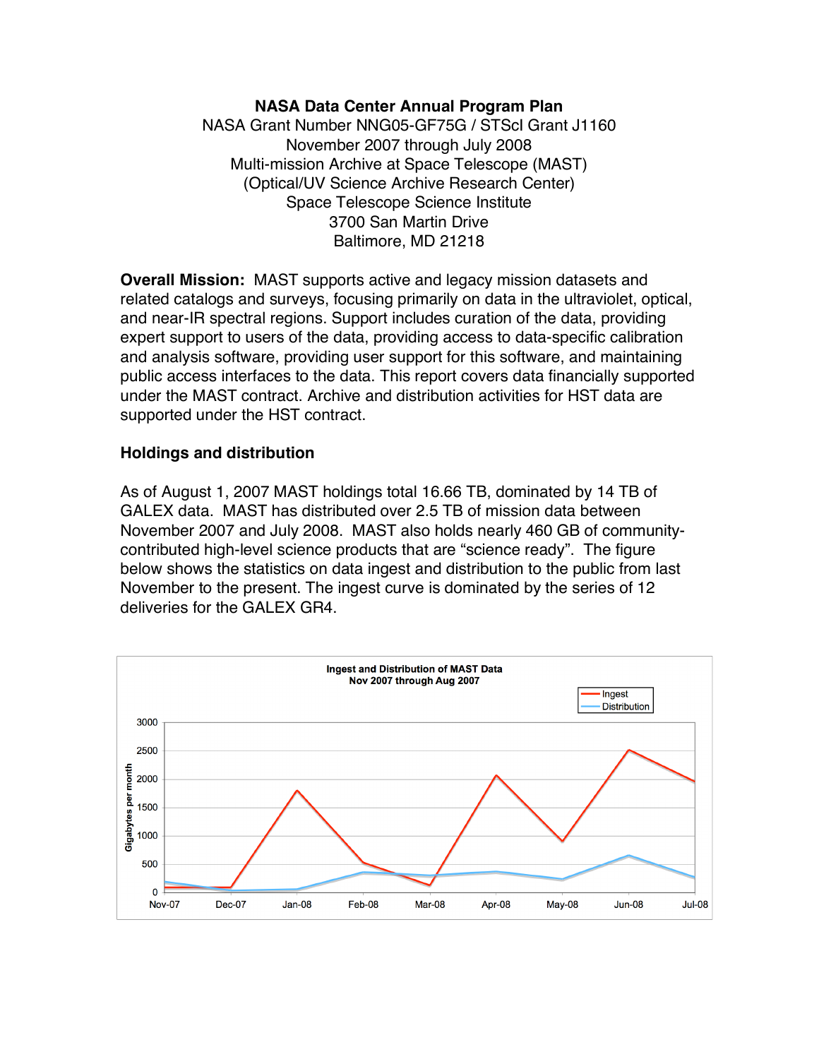**NASA Data Center Annual Program Plan**
NASA Grant Number NNG05-GF75G / STScI Grant J1160
November 2007 through July 2008
Multi-mission Archive at Space Telescope (MAST)
(Optical/UV Science Archive Research Center)
Space Telescope Science Institute
3700 San Martin Drive
Baltimore, MD 21218

**Overall Mission:** MAST supports active and legacy mission datasets and related catalogs and surveys, focusing primarily on data in the ultraviolet, optical, and near-IR spectral regions. Support includes curation of the data, providing expert support to users of the data, providing access to data-specific calibration and analysis software, providing user support for this software, and maintaining public access interfaces to the data. This report covers data financially supported under the MAST contract. Archive and distribution activities for HST data are supported under the HST contract.

## Holdings and distribution

As of August 1, 2007 MAST holdings total 16.66 TB, dominated by 14 TB of GALEX data. MAST has distributed over 2.5 TB of mission data between November 2007 and July 2008. MAST also holds nearly 460 GB of community-contributed high-level science products that are "science ready". The figure below shows the statistics on data ingest and distribution to the public from last November to the present. The ingest curve is dominated by the series of 12 deliveries for the GALEX GR4.

**Ingest and Distribution of MAST Data**
**Nov 2007 through Aug 2007**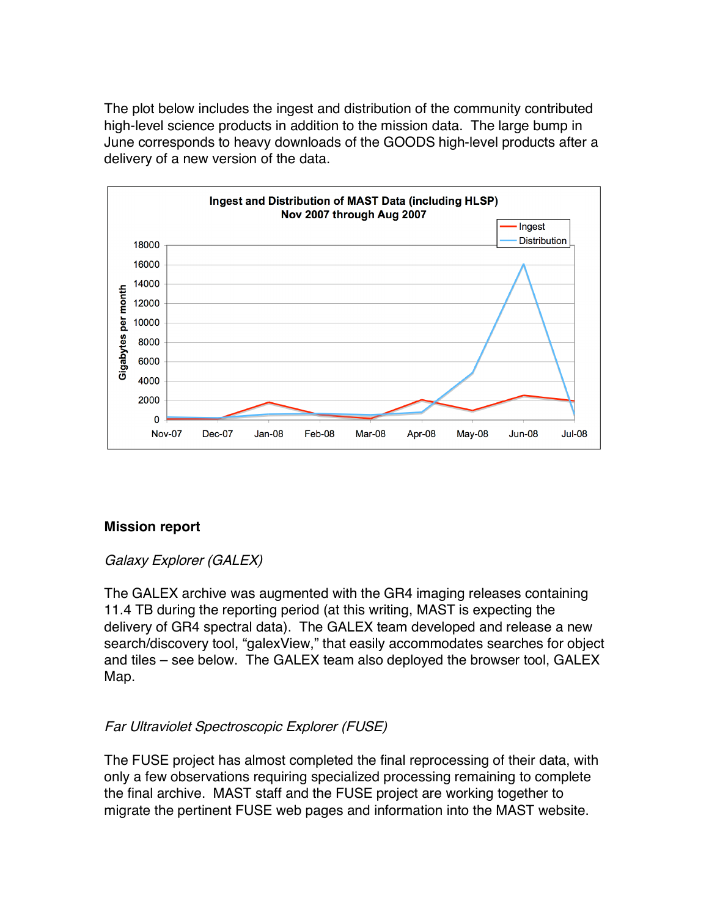The plot below includes the ingest and distribution of the community contributed high-level science products in addition to the mission data. The large bump in June corresponds to heavy downloads of the GOODS high-level products after a delivery of a new version of the data.

**Ingest and Distribution of MAST Data (including HLSP)**
**Nov 2007 through Aug 2007**

## Mission report

*Galaxy Explorer (GALEX)*

The GALEX archive was augmented with the GR4 imaging releases containing 11.4 TB during the reporting period (at this writing, MAST is expecting the delivery of GR4 spectral data). The GALEX team developed and release a new search/discovery tool, "galexView," that easily accommodates searches for object and tiles – see below. The GALEX team also deployed the browser tool, GALEX Map.

*Far Ultraviolet Spectroscopic Explorer (FUSE)*

The FUSE project has almost completed the final reprocessing of their data, with only a few observations requiring specialized processing remaining to complete the final archive. MAST staff and the FUSE project are working together to migrate the pertinent FUSE web pages and information into the MAST website.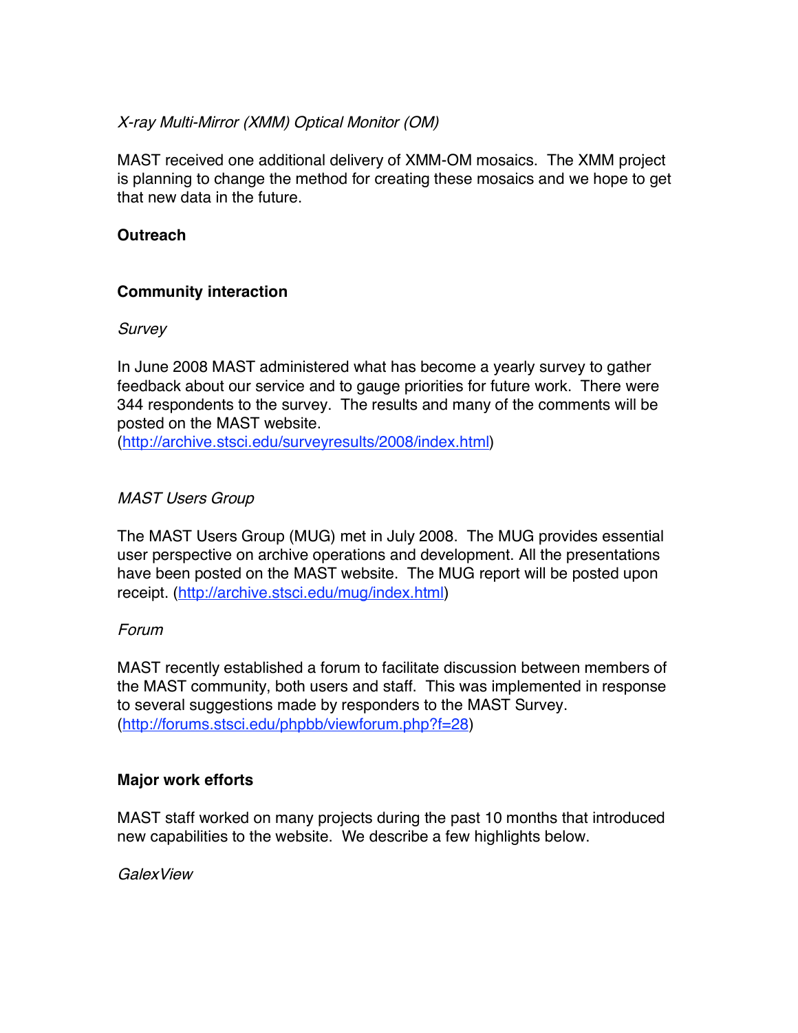*X-ray Multi-Mirror (XMM) Optical Monitor (OM)*

MAST received one additional delivery of XMM-OM mosaics. The XMM project is planning to change the method for creating these mosaics and we hope to get that new data in the future.

**Outreach**

**Community interaction**

*Survey*

In June 2008 MAST administered what has become a yearly survey to gather feedback about our service and to gauge priorities for future work. There were 344 respondents to the survey. The results and many of the comments will be posted on the MAST website.
(http://archive.stsci.edu/surveyresults/2008/index.html)

*MAST Users Group*

The MAST Users Group (MUG) met in July 2008. The MUG provides essential user perspective on archive operations and development. All the presentations have been posted on the MAST website. The MUG report will be posted upon receipt. (http://archive.stsci.edu/mug/index.html)

*Forum*

MAST recently established a forum to facilitate discussion between members of the MAST community, both users and staff. This was implemented in response to several suggestions made by responders to the MAST Survey.
(http://forums.stsci.edu/phpbb/viewforum.php?f=28)

**Major work efforts**

MAST staff worked on many projects during the past 10 months that introduced new capabilities to the website. We describe a few highlights below.

*GalexView*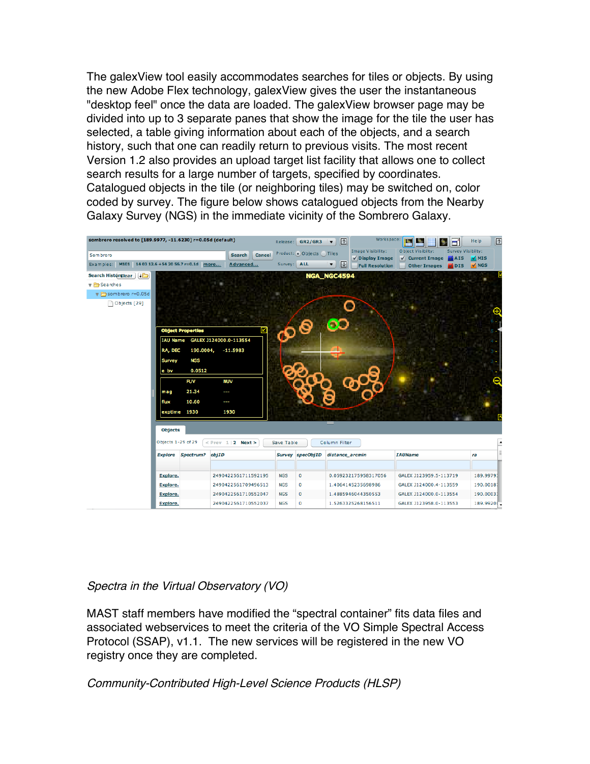The galexView tool easily accommodates searches for tiles or objects. By using the new Adobe Flex technology, galexView gives the user the instantaneous "desktop feel" once the data are loaded. The galexView browser page may be divided into up to 3 separate panes that show the image for the tile the user has selected, a table giving information about each of the objects, and a search history, such that one can readily return to previous visits. The most recent Version 1.2 also provides an upload target list facility that allows one to collect search results for a large number of targets, specified by coordinates. Catalogued objects in the tile (or neighboring tiles) may be switched on, color coded by survey. The figure below shows catalogued objects from the Nearby Galaxy Survey (NGS) in the immediate vicinity of the Sombrero Galaxy.

*Spectra in the Virtual Observatory (VO)*

MAST staff members have modified the “spectral container” fits data files and associated webservices to meet the criteria of the VO Simple Spectral Access Protocol (SSAP), v1.1. The new services will be registered in the new VO registry once they are completed.

*Community-Contributed High-Level Science Products (HLSP)*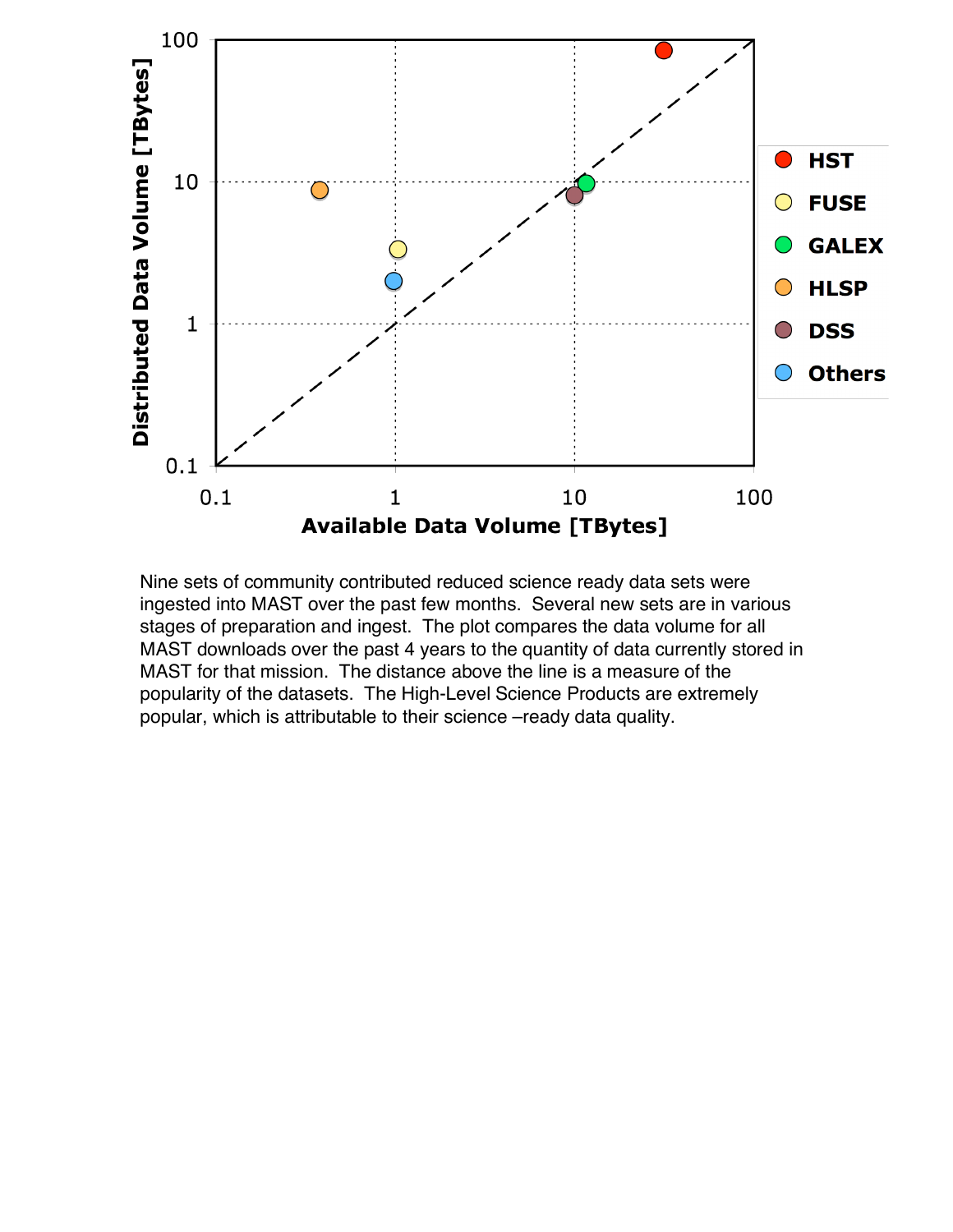100

10

1

0.1

0.1

1

10

100

Distributed Data Volume [TBytes]

Available Data Volume [TBytes]

HST

FUSE

GALEX

HLSP

DSS

Others

Nine sets of community contributed reduced science ready data sets were ingested into MAST over the past few months. Several new sets are in various stages of preparation and ingest. The plot compares the data volume for all MAST downloads over the past 4 years to the quantity of data currently stored in MAST for that mission. The distance above the line is a measure of the popularity of the datasets. The High-Level Science Products are extremely popular, which is attributable to their science –ready data quality.